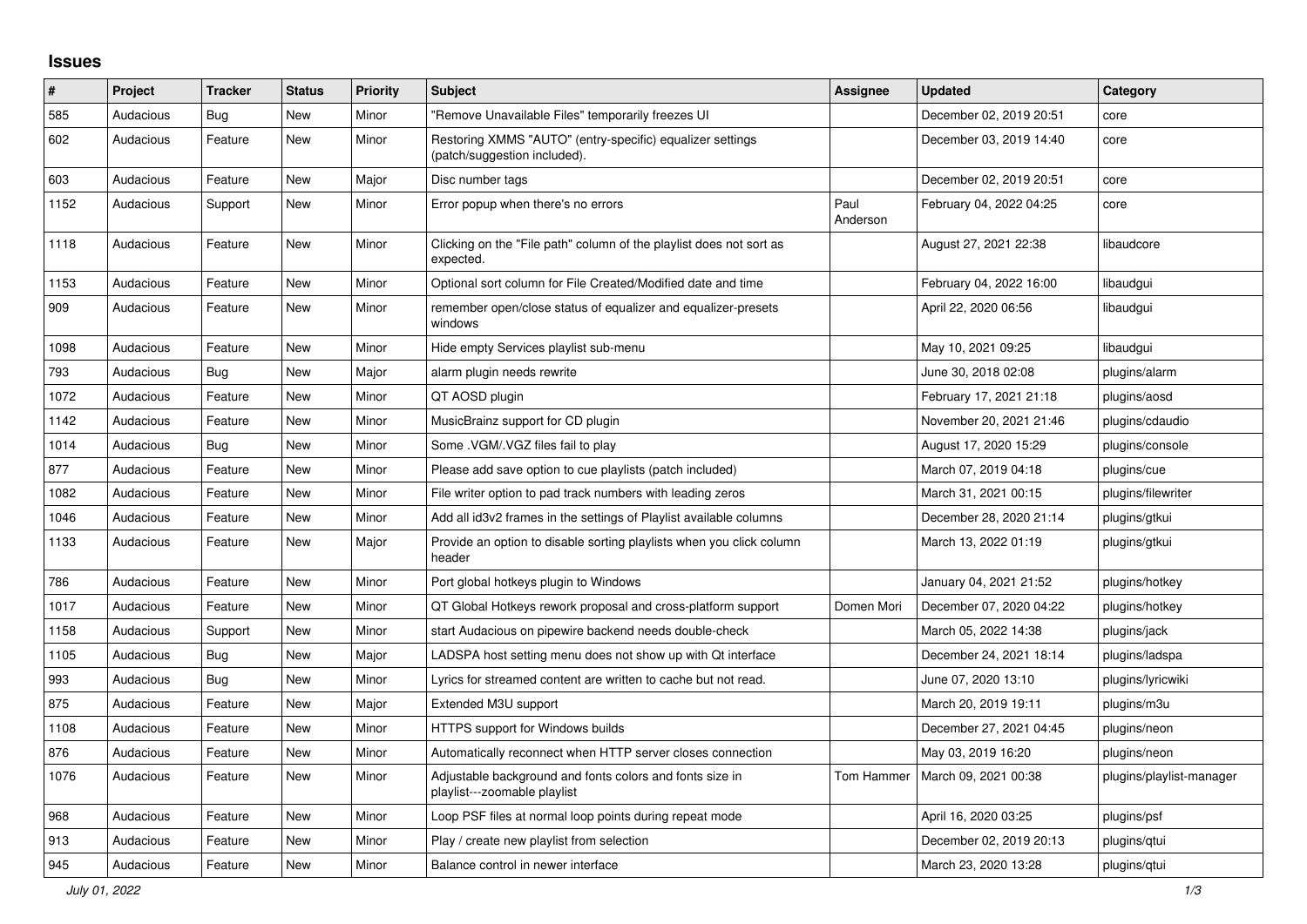# Issues

| # | Project | Tracker | Status | Priority | Subject | Assignee | Updated | Category |
|---|---|---|---|---|---|---|---|---|
| 585 | Audacious | Bug | New | Minor | "Remove Unavailable Files" temporarily freezes UI | | December 02, 2019 20:51 | core |
| 602 | Audacious | Feature | New | Minor | Restoring XMMS "AUTO" (entry-specific) equalizer settings (patch/suggestion included). | | December 03, 2019 14:40 | core |
| 603 | Audacious | Feature | New | Major | Disc number tags | | December 02, 2019 20:51 | core |
| 1152 | Audacious | Support | New | Minor | Error popup when there's no errors | Paul Anderson | February 04, 2022 04:25 | core |
| 1118 | Audacious | Feature | New | Minor | Clicking on the "File path" column of the playlist does not sort as expected. | | August 27, 2021 22:38 | libaudcore |
| 1153 | Audacious | Feature | New | Minor | Optional sort column for File Created/Modified date and time | | February 04, 2022 16:00 | libaudgui |
| 909 | Audacious | Feature | New | Minor | remember open/close status of equalizer and equalizer-presets windows | | April 22, 2020 06:56 | libaudgui |
| 1098 | Audacious | Feature | New | Minor | Hide empty Services playlist sub-menu | | May 10, 2021 09:25 | libaudgui |
| 793 | Audacious | Bug | New | Major | alarm plugin needs rewrite | | June 30, 2018 02:08 | plugins/alarm |
| 1072 | Audacious | Feature | New | Minor | QT AOSD plugin | | February 17, 2021 21:18 | plugins/aosd |
| 1142 | Audacious | Feature | New | Minor | MusicBrainz support for CD plugin | | November 20, 2021 21:46 | plugins/cdaudio |
| 1014 | Audacious | Bug | New | Minor | Some .VGM/.VGZ files fail to play | | August 17, 2020 15:29 | plugins/console |
| 877 | Audacious | Feature | New | Minor | Please add save option to cue playlists (patch included) | | March 07, 2019 04:18 | plugins/cue |
| 1082 | Audacious | Feature | New | Minor | File writer option to pad track numbers with leading zeros | | March 31, 2021 00:15 | plugins/filewriter |
| 1046 | Audacious | Feature | New | Minor | Add all id3v2 frames in the settings of Playlist available columns | | December 28, 2020 21:14 | plugins/gtkui |
| 1133 | Audacious | Feature | New | Major | Provide an option to disable sorting playlists when you click column header | | March 13, 2022 01:19 | plugins/gtkui |
| 786 | Audacious | Feature | New | Minor | Port global hotkeys plugin to Windows | | January 04, 2021 21:52 | plugins/hotkey |
| 1017 | Audacious | Feature | New | Minor | QT Global Hotkeys rework proposal and cross-platform support | Domen Mori | December 07, 2020 04:22 | plugins/hotkey |
| 1158 | Audacious | Support | New | Minor | start Audacious on pipewire backend needs double-check | | March 05, 2022 14:38 | plugins/jack |
| 1105 | Audacious | Bug | New | Major | LADSPA host setting menu does not show up with Qt interface | | December 24, 2021 18:14 | plugins/ladspa |
| 993 | Audacious | Bug | New | Minor | Lyrics for streamed content are written to cache but not read. | | June 07, 2020 13:10 | plugins/lyricwiki |
| 875 | Audacious | Feature | New | Major | Extended M3U support | | March 20, 2019 19:11 | plugins/m3u |
| 1108 | Audacious | Feature | New | Minor | HTTPS support for Windows builds | | December 27, 2021 04:45 | plugins/neon |
| 876 | Audacious | Feature | New | Minor | Automatically reconnect when HTTP server closes connection | | May 03, 2019 16:20 | plugins/neon |
| 1076 | Audacious | Feature | New | Minor | Adjustable background and fonts colors and fonts size in playlist---zoomable playlist | Tom Hammer | March 09, 2021 00:38 | plugins/playlist-manager |
| 968 | Audacious | Feature | New | Minor | Loop PSF files at normal loop points during repeat mode | | April 16, 2020 03:25 | plugins/psf |
| 913 | Audacious | Feature | New | Minor | Play / create new playlist from selection | | December 02, 2019 20:13 | plugins/qtui |
| 945 | Audacious | Feature | New | Minor | Balance control in newer interface | | March 23, 2020 13:28 | plugins/qtui |

*July 01, 2022*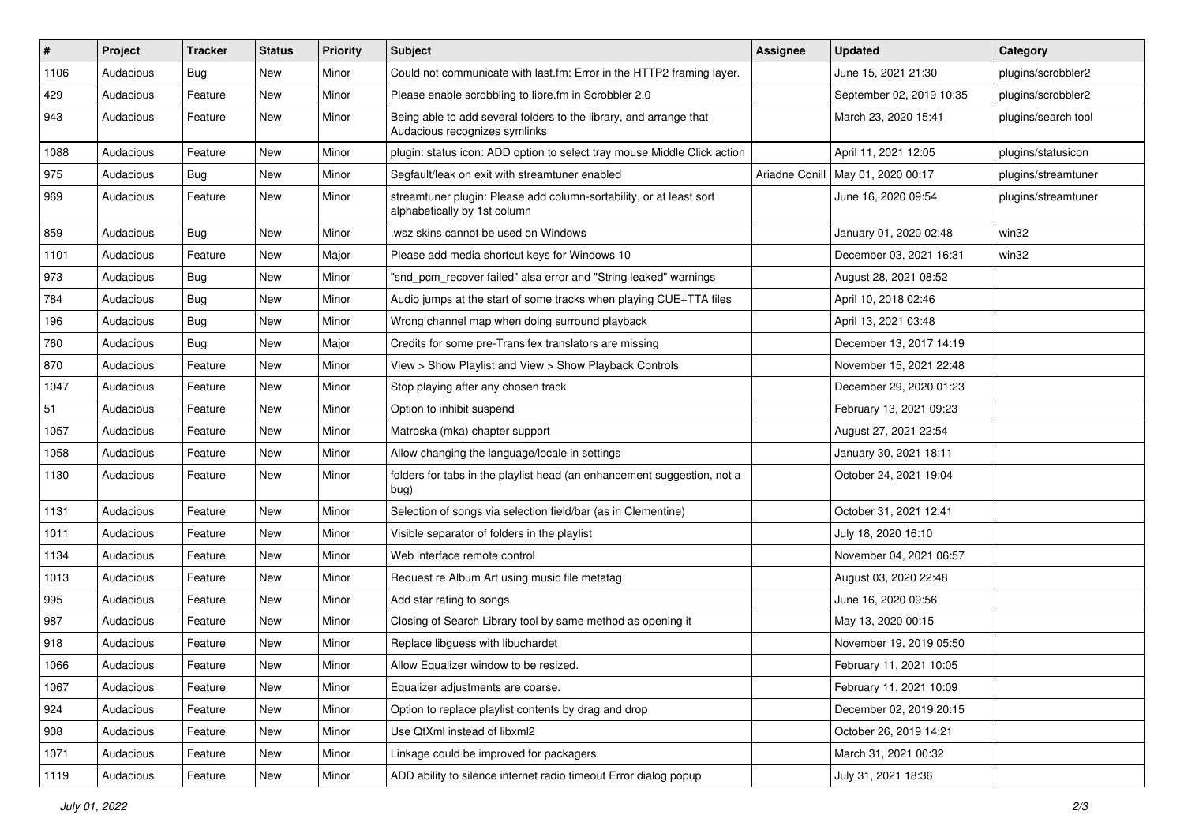| # | Project | Tracker | Status | Priority | Subject | Assignee | Updated | Category |
|---|---|---|---|---|---|---|---|---|
| 1106 | Audacious | Bug | New | Minor | Could not communicate with last.fm: Error in the HTTP2 framing layer. | | June 15, 2021 21:30 | plugins/scrobbler2 |
| 429 | Audacious | Feature | New | Minor | Please enable scrobbling to libre.fm in Scrobbler 2.0 | | September 02, 2019 10:35 | plugins/scrobbler2 |
| 943 | Audacious | Feature | New | Minor | Being able to add several folders to the library, and arrange that Audacious recognizes symlinks | | March 23, 2020 15:41 | plugins/search tool |
| 1088 | Audacious | Feature | New | Minor | plugin: status icon: ADD option to select tray mouse Middle Click action | | April 11, 2021 12:05 | plugins/statusicon |
| 975 | Audacious | Bug | New | Minor | Segfault/leak on exit with streamtuner enabled | Ariadne Conill | May 01, 2020 00:17 | plugins/streamtuner |
| 969 | Audacious | Feature | New | Minor | streamtuner plugin: Please add column-sortability, or at least sort alphabetically by 1st column | | June 16, 2020 09:54 | plugins/streamtuner |
| 859 | Audacious | Bug | New | Minor | .wsz skins cannot be used on Windows | | January 01, 2020 02:48 | win32 |
| 1101 | Audacious | Feature | New | Major | Please add media shortcut keys for Windows 10 | | December 03, 2021 16:31 | win32 |
| 973 | Audacious | Bug | New | Minor | "snd_pcm_recover failed" alsa error and "String leaked" warnings | | August 28, 2021 08:52 | |
| 784 | Audacious | Bug | New | Minor | Audio jumps at the start of some tracks when playing CUE+TTA files | | April 10, 2018 02:46 | |
| 196 | Audacious | Bug | New | Minor | Wrong channel map when doing surround playback | | April 13, 2021 03:48 | |
| 760 | Audacious | Bug | New | Major | Credits for some pre-Transifex translators are missing | | December 13, 2017 14:19 | |
| 870 | Audacious | Feature | New | Minor | View > Show Playlist and View > Show Playback Controls | | November 15, 2021 22:48 | |
| 1047 | Audacious | Feature | New | Minor | Stop playing after any chosen track | | December 29, 2020 01:23 | |
| 51 | Audacious | Feature | New | Minor | Option to inhibit suspend | | February 13, 2021 09:23 | |
| 1057 | Audacious | Feature | New | Minor | Matroska (mka) chapter support | | August 27, 2021 22:54 | |
| 1058 | Audacious | Feature | New | Minor | Allow changing the language/locale in settings | | January 30, 2021 18:11 | |
| 1130 | Audacious | Feature | New | Minor | folders for tabs in the playlist head (an enhancement suggestion, not a bug) | | October 24, 2021 19:04 | |
| 1131 | Audacious | Feature | New | Minor | Selection of songs via selection field/bar (as in Clementine) | | October 31, 2021 12:41 | |
| 1011 | Audacious | Feature | New | Minor | Visible separator of folders in the playlist | | July 18, 2020 16:10 | |
| 1134 | Audacious | Feature | New | Minor | Web interface remote control | | November 04, 2021 06:57 | |
| 1013 | Audacious | Feature | New | Minor | Request re Album Art using music file metatag | | August 03, 2020 22:48 | |
| 995 | Audacious | Feature | New | Minor | Add star rating to songs | | June 16, 2020 09:56 | |
| 987 | Audacious | Feature | New | Minor | Closing of Search Library tool by same method as opening it | | May 13, 2020 00:15 | |
| 918 | Audacious | Feature | New | Minor | Replace libguess with libuchardet | | November 19, 2019 05:50 | |
| 1066 | Audacious | Feature | New | Minor | Allow Equalizer window to be resized. | | February 11, 2021 10:05 | |
| 1067 | Audacious | Feature | New | Minor | Equalizer adjustments are coarse. | | February 11, 2021 10:09 | |
| 924 | Audacious | Feature | New | Minor | Option to replace playlist contents by drag and drop | | December 02, 2019 20:15 | |
| 908 | Audacious | Feature | New | Minor | Use QtXml instead of libxml2 | | October 26, 2019 14:21 | |
| 1071 | Audacious | Feature | New | Minor | Linkage could be improved for packagers. | | March 31, 2021 00:32 | |
| 1119 | Audacious | Feature | New | Minor | ADD ability to silence internet radio timeout Error dialog popup | | July 31, 2021 18:36 | |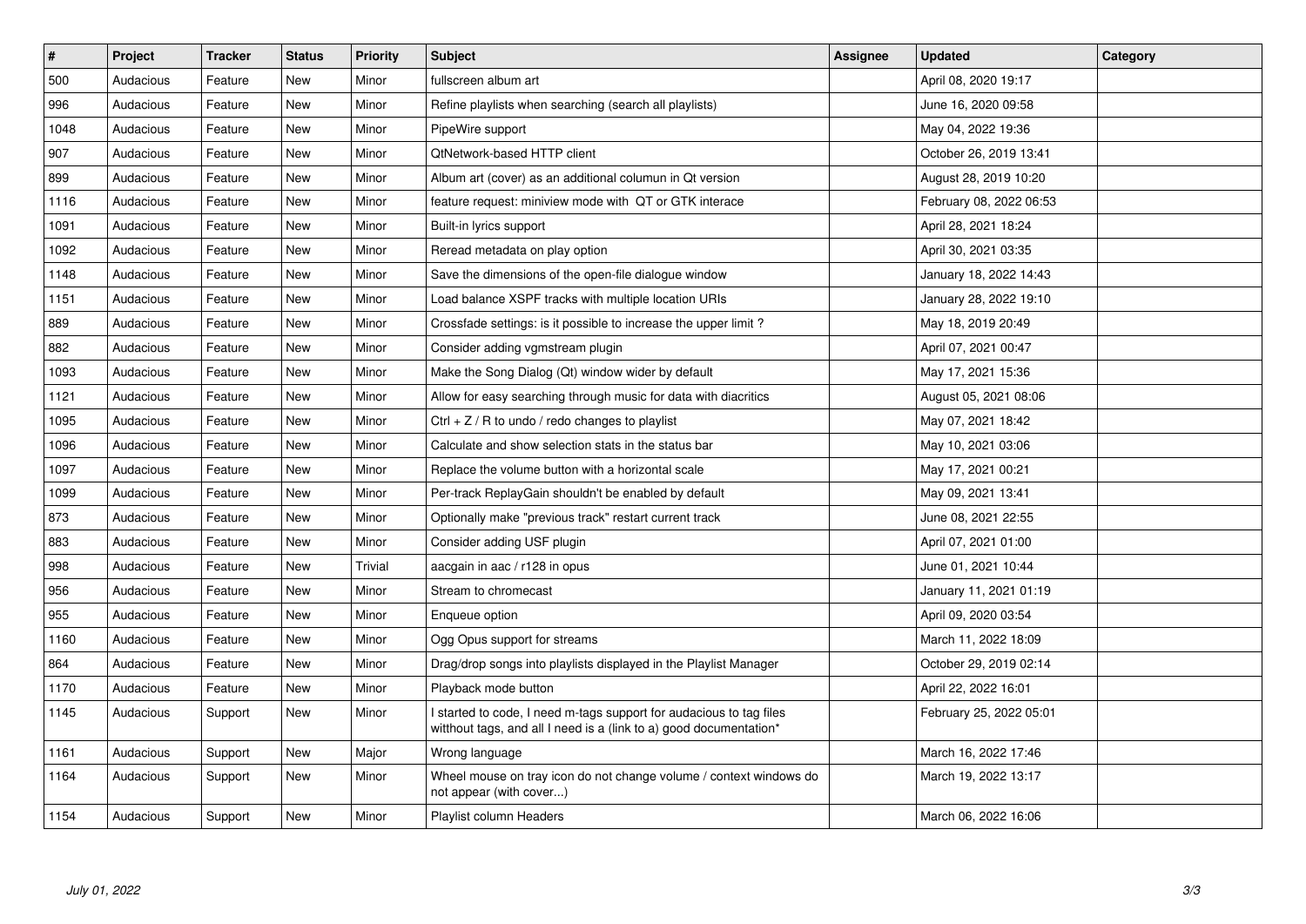| # | Project | Tracker | Status | Priority | Subject | Assignee | Updated | Category |
|---|---|---|---|---|---|---|---|---|
| 500 | Audacious | Feature | New | Minor | fullscreen album art | | April 08, 2020 19:17 | |
| 996 | Audacious | Feature | New | Minor | Refine playlists when searching (search all playlists) | | June 16, 2020 09:58 | |
| 1048 | Audacious | Feature | New | Minor | PipeWire support | | May 04, 2022 19:36 | |
| 907 | Audacious | Feature | New | Minor | QtNetwork-based HTTP client | | October 26, 2019 13:41 | |
| 899 | Audacious | Feature | New | Minor | Album art (cover) as an additional columun in Qt version | | August 28, 2019 10:20 | |
| 1116 | Audacious | Feature | New | Minor | feature request: miniview mode with QT or GTK interace | | February 08, 2022 06:53 | |
| 1091 | Audacious | Feature | New | Minor | Built-in lyrics support | | April 28, 2021 18:24 | |
| 1092 | Audacious | Feature | New | Minor | Reread metadata on play option | | April 30, 2021 03:35 | |
| 1148 | Audacious | Feature | New | Minor | Save the dimensions of the open-file dialogue window | | January 18, 2022 14:43 | |
| 1151 | Audacious | Feature | New | Minor | Load balance XSPF tracks with multiple location URIs | | January 28, 2022 19:10 | |
| 889 | Audacious | Feature | New | Minor | Crossfade settings: is it possible to increase the upper limit ? | | May 18, 2019 20:49 | |
| 882 | Audacious | Feature | New | Minor | Consider adding vgmstream plugin | | April 07, 2021 00:47 | |
| 1093 | Audacious | Feature | New | Minor | Make the Song Dialog (Qt) window wider by default | | May 17, 2021 15:36 | |
| 1121 | Audacious | Feature | New | Minor | Allow for easy searching through music for data with diacritics | | August 05, 2021 08:06 | |
| 1095 | Audacious | Feature | New | Minor | Ctrl + Z / R to undo / redo changes to playlist | | May 07, 2021 18:42 | |
| 1096 | Audacious | Feature | New | Minor | Calculate and show selection stats in the status bar | | May 10, 2021 03:06 | |
| 1097 | Audacious | Feature | New | Minor | Replace the volume button with a horizontal scale | | May 17, 2021 00:21 | |
| 1099 | Audacious | Feature | New | Minor | Per-track ReplayGain shouldn't be enabled by default | | May 09, 2021 13:41 | |
| 873 | Audacious | Feature | New | Minor | Optionally make "previous track" restart current track | | June 08, 2021 22:55 | |
| 883 | Audacious | Feature | New | Minor | Consider adding USF plugin | | April 07, 2021 01:00 | |
| 998 | Audacious | Feature | New | Trivial | aacgain in aac / r128 in opus | | June 01, 2021 10:44 | |
| 956 | Audacious | Feature | New | Minor | Stream to chromecast | | January 11, 2021 01:19 | |
| 955 | Audacious | Feature | New | Minor | Enqueue option | | April 09, 2020 03:54 | |
| 1160 | Audacious | Feature | New | Minor | Ogg Opus support for streams | | March 11, 2022 18:09 | |
| 864 | Audacious | Feature | New | Minor | Drag/drop songs into playlists displayed in the Playlist Manager | | October 29, 2019 02:14 | |
| 1170 | Audacious | Feature | New | Minor | Playback mode button | | April 22, 2022 16:01 | |
| 1145 | Audacious | Support | New | Minor | I started to code, I need m-tags support for audacious to tag files witthout tags, and all I need is a (link to a) good documentation* | | February 25, 2022 05:01 | |
| 1161 | Audacious | Support | New | Major | Wrong language | | March 16, 2022 17:46 | |
| 1164 | Audacious | Support | New | Minor | Wheel mouse on tray icon do not change volume / context windows do not appear (with cover...) | | March 19, 2022 13:17 | |
| 1154 | Audacious | Support | New | Minor | Playlist column Headers | | March 06, 2022 16:06 | |

*July 01, 2022*